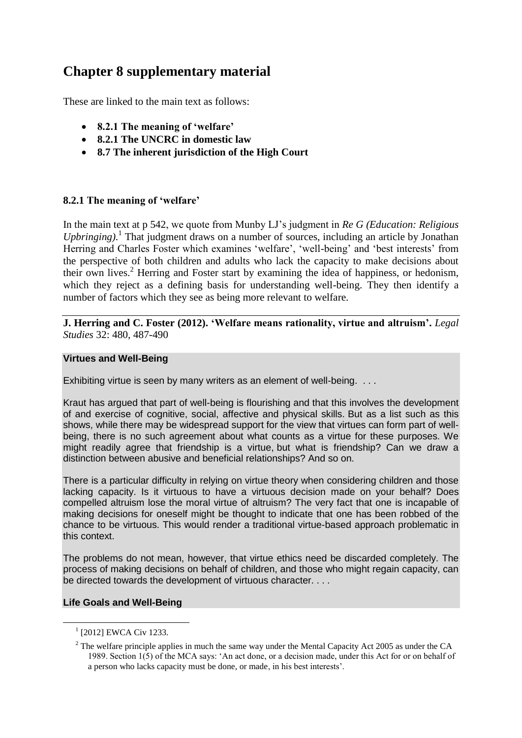# Chapter 8 supplementary material

These are linked to the main text as follows:

- **8.2.1 The meaning of 'welfare'**
- **8.2.1 The UNCRC in domestic law**
- **8.7 The inherent jurisdiction of the High Court**

### 8.2.1 The meaning of 'welfare'

In the main text at p 542, we quote from Munby LJ's judgment in *Re G (Education: Religious Upbringing)*.[1] That judgment draws on a number of sources, including an article by Jonathan Herring and Charles Foster which examines 'welfare', 'well-being' and 'best interests' from the perspective of both children and adults who lack the capacity to make decisions about their own lives.[2] Herring and Foster start by examining the idea of happiness, or hedonism, which they reject as a defining basis for understanding well-being. They then identify a number of factors which they see as being more relevant to welfare.

**J. Herring and C. Foster (2012). 'Welfare means rationality, virtue and altruism'.** *Legal Studies* 32: 480, 487-490

**Virtues and Well-Being**

Exhibiting virtue is seen by many writers as an element of well-being. . . .

Kraut has argued that part of well-being is flourishing and that this involves the development of and exercise of cognitive, social, affective and physical skills. But as a list such as this shows, while there may be widespread support for the view that virtues can form part of well-being, there is no such agreement about what counts as a virtue for these purposes. We might readily agree that friendship is a virtue, but what is friendship? Can we draw a distinction between abusive and beneficial relationships? And so on.

There is a particular difficulty in relying on virtue theory when considering children and those lacking capacity. Is it virtuous to have a virtuous decision made on your behalf? Does compelled altruism lose the moral virtue of altruism? The very fact that one is incapable of making decisions for oneself might be thought to indicate that one has been robbed of the chance to be virtuous. This would render a traditional virtue-based approach problematic in this context.

The problems do not mean, however, that virtue ethics need be discarded completely. The process of making decisions on behalf of children, and those who might regain capacity, can be directed towards the development of virtuous character. . . .

**Life Goals and Well-Being**

[1] [2012] EWCA Civ 1233.

[2] The welfare principle applies in much the same way under the Mental Capacity Act 2005 as under the CA 1989. Section 1(5) of the MCA says: 'An act done, or a decision made, under this Act for or on behalf of a person who lacks capacity must be done, or made, in his best interests'.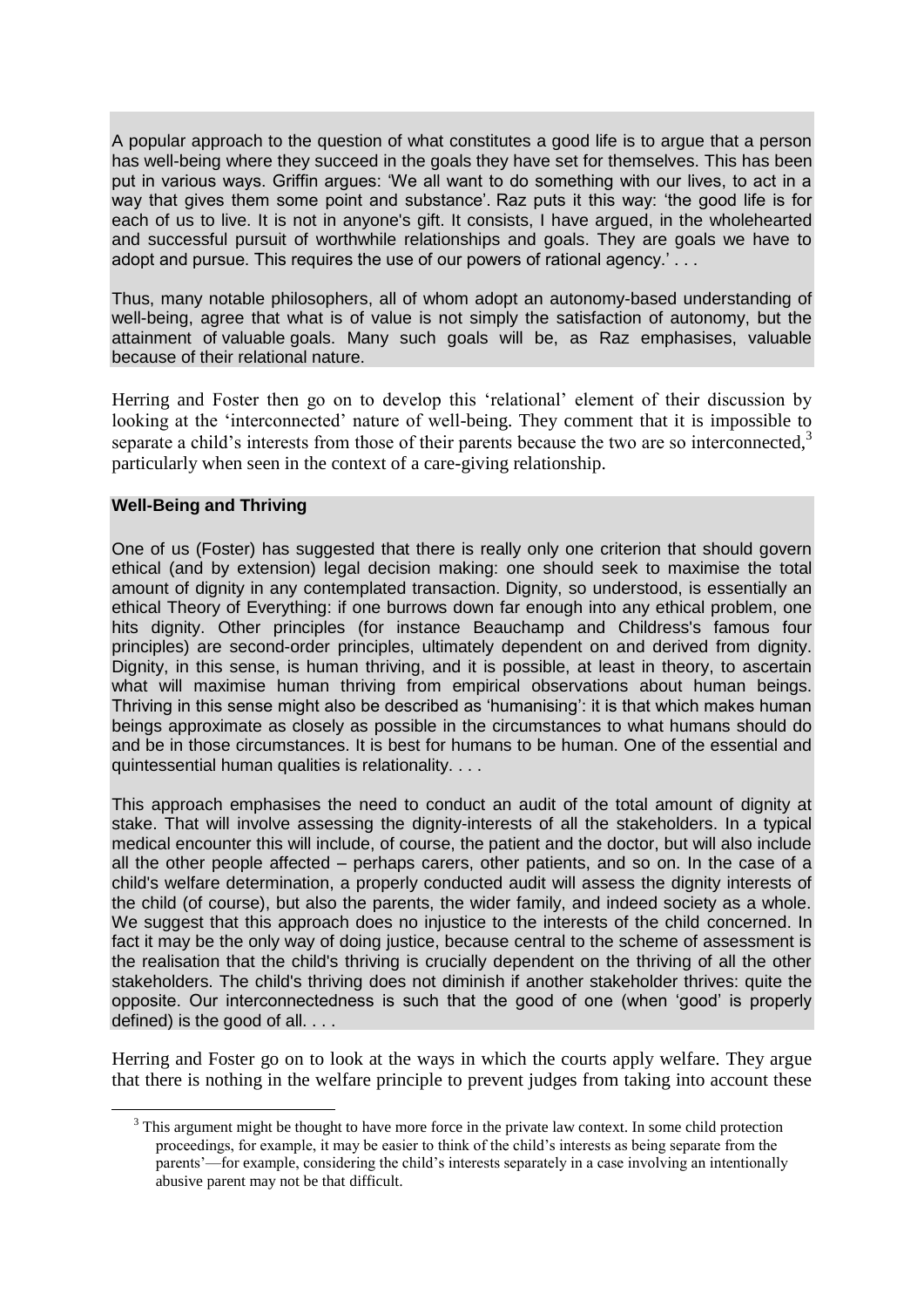A popular approach to the question of what constitutes a good life is to argue that a person has well-being where they succeed in the goals they have set for themselves. This has been put in various ways. Griffin argues: 'We all want to do something with our lives, to act in a way that gives them some point and substance'. Raz puts it this way: 'the good life is for each of us to live. It is not in anyone's gift. It consists, I have argued, in the wholehearted and successful pursuit of worthwhile relationships and goals. They are goals we have to adopt and pursue. This requires the use of our powers of rational agency.' . . .

Thus, many notable philosophers, all of whom adopt an autonomy-based understanding of well-being, agree that what is of value is not simply the satisfaction of autonomy, but the attainment of valuable goals. Many such goals will be, as Raz emphasises, valuable because of their relational nature.

Herring and Foster then go on to develop this 'relational' element of their discussion by looking at the 'interconnected' nature of well-being. They comment that it is impossible to separate a child's interests from those of their parents because the two are so interconnected,[3] particularly when seen in the context of a care-giving relationship.

**Well-Being and Thriving**

One of us (Foster) has suggested that there is really only one criterion that should govern ethical (and by extension) legal decision making: one should seek to maximise the total amount of dignity in any contemplated transaction. Dignity, so understood, is essentially an ethical Theory of Everything: if one burrows down far enough into any ethical problem, one hits dignity. Other principles (for instance Beauchamp and Childress's famous four principles) are second-order principles, ultimately dependent on and derived from dignity. Dignity, in this sense, is human thriving, and it is possible, at least in theory, to ascertain what will maximise human thriving from empirical observations about human beings. Thriving in this sense might also be described as 'humanising': it is that which makes human beings approximate as closely as possible in the circumstances to what humans should do and be in those circumstances. It is best for humans to be human. One of the essential and quintessential human qualities is relationality. . . .

This approach emphasises the need to conduct an audit of the total amount of dignity at stake. That will involve assessing the dignity-interests of all the stakeholders. In a typical medical encounter this will include, of course, the patient and the doctor, but will also include all the other people affected – perhaps carers, other patients, and so on. In the case of a child's welfare determination, a properly conducted audit will assess the dignity interests of the child (of course), but also the parents, the wider family, and indeed society as a whole. We suggest that this approach does no injustice to the interests of the child concerned. In fact it may be the only way of doing justice, because central to the scheme of assessment is the realisation that the child's thriving is crucially dependent on the thriving of all the other stakeholders. The child's thriving does not diminish if another stakeholder thrives: quite the opposite. Our interconnectedness is such that the good of one (when 'good' is properly defined) is the good of all. . . .

Herring and Foster go on to look at the ways in which the courts apply welfare. They argue that there is nothing in the welfare principle to prevent judges from taking into account these

[3] This argument might be thought to have more force in the private law context. In some child protection proceedings, for example, it may be easier to think of the child's interests as being separate from the parents'—for example, considering the child's interests separately in a case involving an intentionally abusive parent may not be that difficult.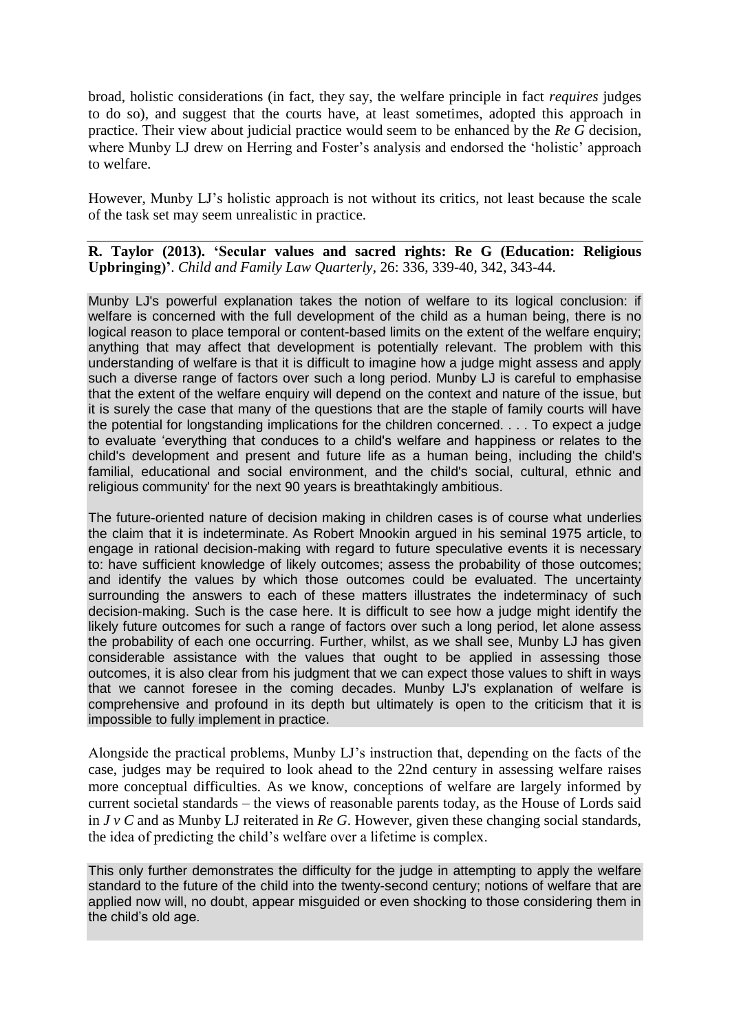broad, holistic considerations (in fact, they say, the welfare principle in fact *requires* judges to do so), and suggest that the courts have, at least sometimes, adopted this approach in practice. Their view about judicial practice would seem to be enhanced by the *Re G* decision, where Munby LJ drew on Herring and Foster's analysis and endorsed the 'holistic' approach to welfare.

However, Munby LJ's holistic approach is not without its critics, not least because the scale of the task set may seem unrealistic in practice.

**R. Taylor (2013). 'Secular values and sacred rights: Re G (Education: Religious Upbringing)'**. *Child and Family Law Quarterly*, 26: 336, 339-40, 342, 343-44.

> Munby LJ's powerful explanation takes the notion of welfare to its logical conclusion: if welfare is concerned with the full development of the child as a human being, there is no logical reason to place temporal or content-based limits on the extent of the welfare enquiry; anything that may affect that development is potentially relevant. The problem with this understanding of welfare is that it is difficult to imagine how a judge might assess and apply such a diverse range of factors over such a long period. Munby LJ is careful to emphasise that the extent of the welfare enquiry will depend on the context and nature of the issue, but it is surely the case that many of the questions that are the staple of family courts will have the potential for longstanding implications for the children concerned. . . . To expect a judge to evaluate 'everything that conduces to a child's welfare and happiness or relates to the child's development and present and future life as a human being, including the child's familial, educational and social environment, and the child's social, cultural, ethnic and religious community' for the next 90 years is breathtakingly ambitious.
>
> The future-oriented nature of decision making in children cases is of course what underlies the claim that it is indeterminate. As Robert Mnookin argued in his seminal 1975 article, to engage in rational decision-making with regard to future speculative events it is necessary to: have sufficient knowledge of likely outcomes; assess the probability of those outcomes; and identify the values by which those outcomes could be evaluated. The uncertainty surrounding the answers to each of these matters illustrates the indeterminacy of such decision-making. Such is the case here. It is difficult to see how a judge might identify the likely future outcomes for such a range of factors over such a long period, let alone assess the probability of each one occurring. Further, whilst, as we shall see, Munby LJ has given considerable assistance with the values that ought to be applied in assessing those outcomes, it is also clear from his judgment that we can expect those values to shift in ways that we cannot foresee in the coming decades. Munby LJ's explanation of welfare is comprehensive and profound in its depth but ultimately is open to the criticism that it is impossible to fully implement in practice.

Alongside the practical problems, Munby LJ's instruction that, depending on the facts of the case, judges may be required to look ahead to the 22nd century in assessing welfare raises more conceptual difficulties. As we know, conceptions of welfare are largely informed by current societal standards – the views of reasonable parents today, as the House of Lords said in *J v C* and as Munby LJ reiterated in *Re G*. However, given these changing social standards, the idea of predicting the child's welfare over a lifetime is complex.

> This only further demonstrates the difficulty for the judge in attempting to apply the welfare standard to the future of the child into the twenty-second century; notions of welfare that are applied now will, no doubt, appear misguided or even shocking to those considering them in the child's old age.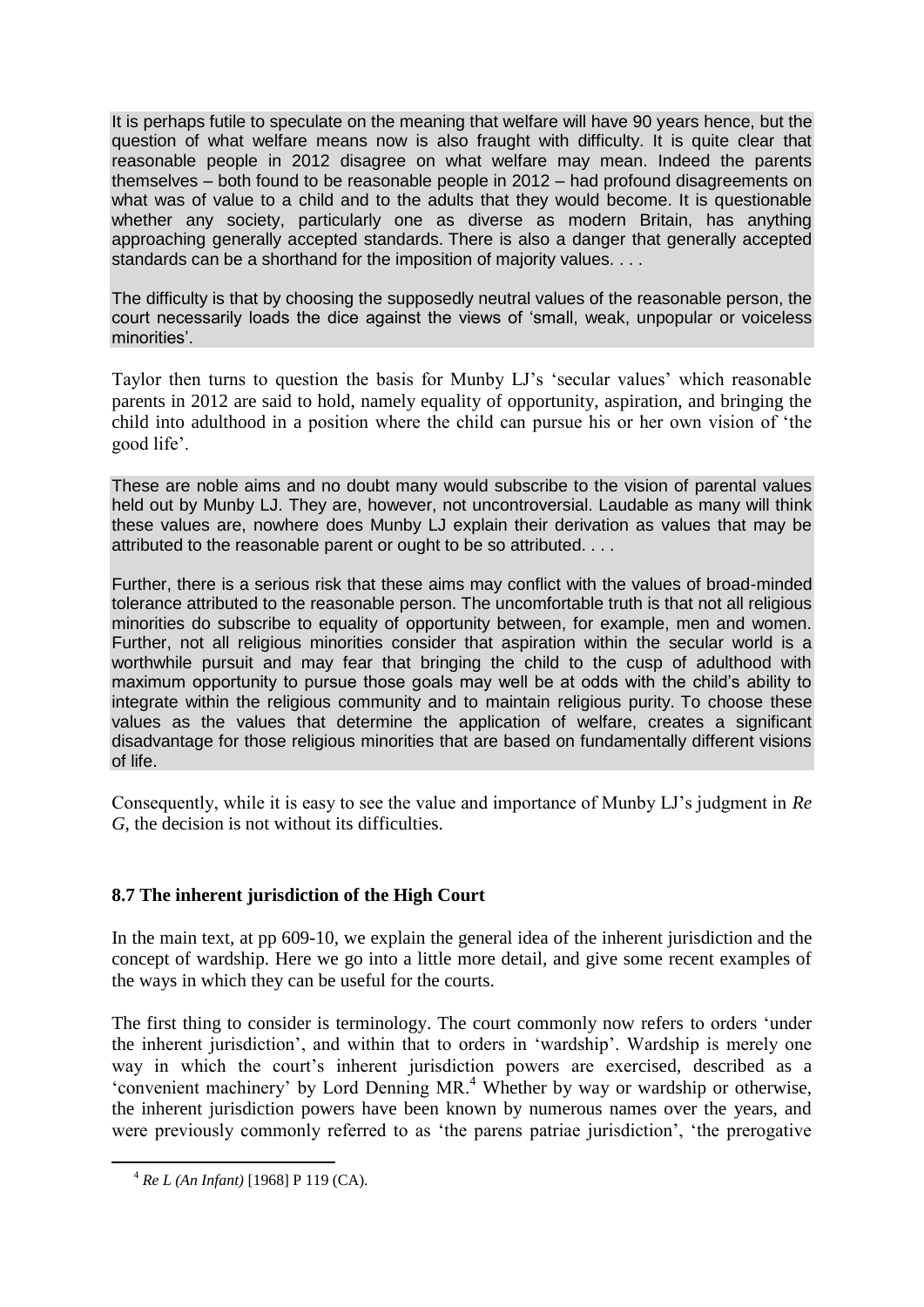> It is perhaps futile to speculate on the meaning that welfare will have 90 years hence, but the question of what welfare means now is also fraught with difficulty. It is quite clear that reasonable people in 2012 disagree on what welfare may mean. Indeed the parents themselves – both found to be reasonable people in 2012 – had profound disagreements on what was of value to a child and to the adults that they would become. It is questionable whether any society, particularly one as diverse as modern Britain, has anything approaching generally accepted standards. There is also a danger that generally accepted standards can be a shorthand for the imposition of majority values. . . .
>
> The difficulty is that by choosing the supposedly neutral values of the reasonable person, the court necessarily loads the dice against the views of 'small, weak, unpopular or voiceless minorities'.

Taylor then turns to question the basis for Munby LJ's 'secular values' which reasonable parents in 2012 are said to hold, namely equality of opportunity, aspiration, and bringing the child into adulthood in a position where the child can pursue his or her own vision of 'the good life'.

> These are noble aims and no doubt many would subscribe to the vision of parental values held out by Munby LJ. They are, however, not uncontroversial. Laudable as many will think these values are, nowhere does Munby LJ explain their derivation as values that may be attributed to the reasonable parent or ought to be so attributed. . . .
>
> Further, there is a serious risk that these aims may conflict with the values of broad-minded tolerance attributed to the reasonable person. The uncomfortable truth is that not all religious minorities do subscribe to equality of opportunity between, for example, men and women. Further, not all religious minorities consider that aspiration within the secular world is a worthwhile pursuit and may fear that bringing the child to the cusp of adulthood with maximum opportunity to pursue those goals may well be at odds with the child's ability to integrate within the religious community and to maintain religious purity. To choose these values as the values that determine the application of welfare, creates a significant disadvantage for those religious minorities that are based on fundamentally different visions of life.

Consequently, while it is easy to see the value and importance of Munby LJ's judgment in *Re G*, the decision is not without its difficulties.

## 8.7 The inherent jurisdiction of the High Court

In the main text, at pp 609-10, we explain the general idea of the inherent jurisdiction and the concept of wardship. Here we go into a little more detail, and give some recent examples of the ways in which they can be useful for the courts.

The first thing to consider is terminology. The court commonly now refers to orders 'under the inherent jurisdiction', and within that to orders in 'wardship'. Wardship is merely one way in which the court's inherent jurisdiction powers are exercised, described as a 'convenient machinery' by Lord Denning MR.[4] Whether by way or wardship or otherwise, the inherent jurisdiction powers have been known by numerous names over the years, and were previously commonly referred to as 'the parens patriae jurisdiction', 'the prerogative

[4] *Re L (An Infant)* [1968] P 119 (CA).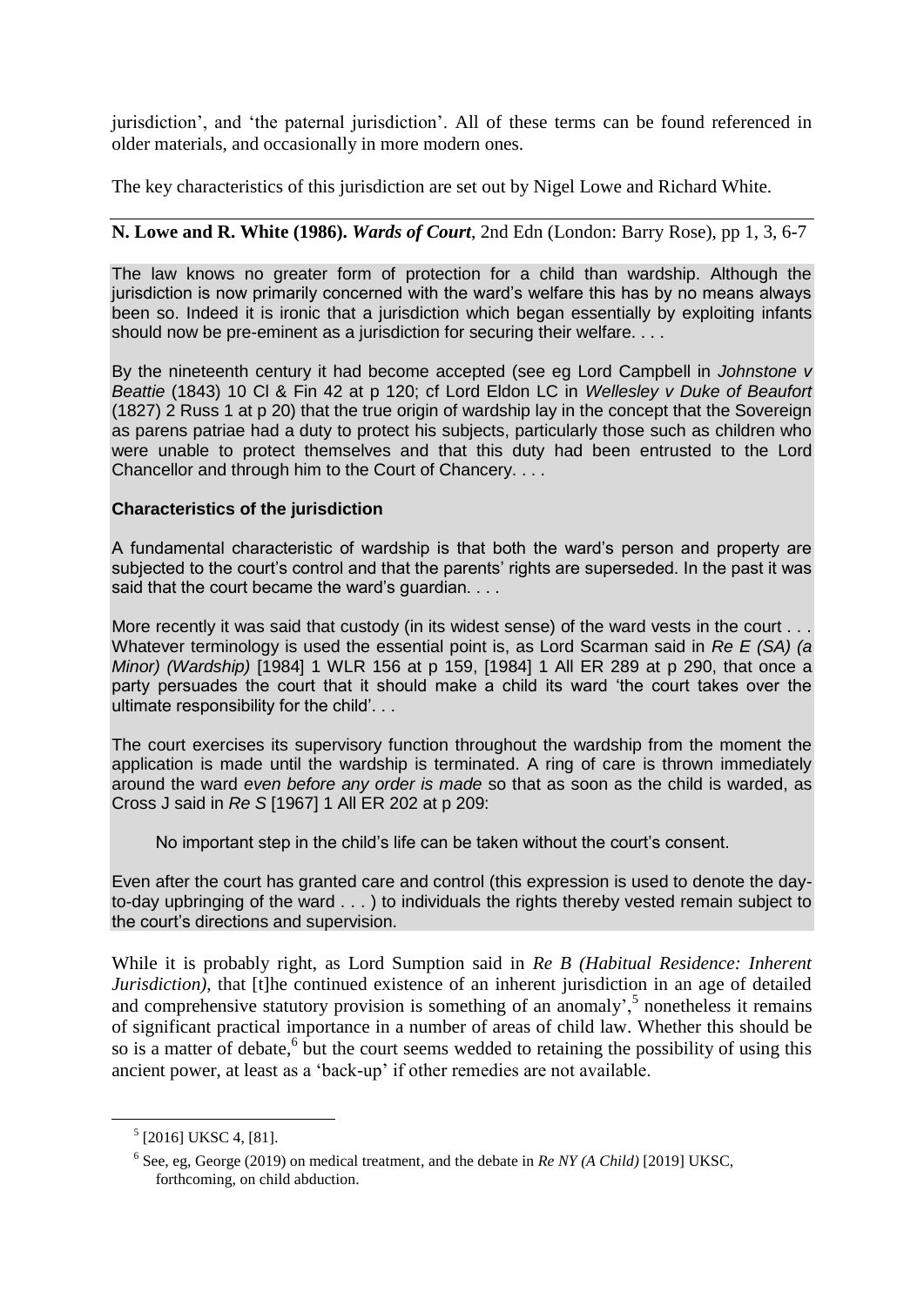jurisdiction', and 'the paternal jurisdiction'. All of these terms can be found referenced in older materials, and occasionally in more modern ones.

The key characteristics of this jurisdiction are set out by Nigel Lowe and Richard White.

**N. Lowe and R. White (1986).** ***Wards of Court***, 2nd Edn (London: Barry Rose), pp 1, 3, 6-7

> The law knows no greater form of protection for a child than wardship. Although the jurisdiction is now primarily concerned with the ward's welfare this has by no means always been so. Indeed it is ironic that a jurisdiction which began essentially by exploiting infants should now be pre-eminent as a jurisdiction for securing their welfare. . . .
>
> By the nineteenth century it had become accepted (see eg Lord Campbell in *Johnstone v Beattie* (1843) 10 Cl & Fin 42 at p 120; cf Lord Eldon LC in *Wellesley v Duke of Beaufort* (1827) 2 Russ 1 at p 20) that the true origin of wardship lay in the concept that the Sovereign as parens patriae had a duty to protect his subjects, particularly those such as children who were unable to protect themselves and that this duty had been entrusted to the Lord Chancellor and through him to the Court of Chancery. . . .
>
> **Characteristics of the jurisdiction**
>
> A fundamental characteristic of wardship is that both the ward's person and property are subjected to the court's control and that the parents' rights are superseded. In the past it was said that the court became the ward's guardian. . . .
>
> More recently it was said that custody (in its widest sense) of the ward vests in the court . . . Whatever terminology is used the essential point is, as Lord Scarman said in *Re E (SA) (a Minor) (Wardship)* [1984] 1 WLR 156 at p 159, [1984] 1 All ER 289 at p 290, that once a party persuades the court that it should make a child its ward 'the court takes over the ultimate responsibility for the child'. . .
>
> The court exercises its supervisory function throughout the wardship from the moment the application is made until the wardship is terminated. A ring of care is thrown immediately around the ward *even before any order is made* so that as soon as the child is warded, as Cross J said in *Re S* [1967] 1 All ER 202 at p 209:
>
> > No important step in the child's life can be taken without the court's consent.
>
> Even after the court has granted care and control (this expression is used to denote the day-to-day upbringing of the ward . . . ) to individuals the rights thereby vested remain subject to the court's directions and supervision.

While it is probably right, as Lord Sumption said in *Re B (Habitual Residence: Inherent Jurisdiction)*, that [t]he continued existence of an inherent jurisdiction in an age of detailed and comprehensive statutory provision is something of an anomaly',[5] nonetheless it remains of significant practical importance in a number of areas of child law. Whether this should be so is a matter of debate,[6] but the court seems wedded to retaining the possibility of using this ancient power, at least as a 'back-up' if other remedies are not available.

---

[5] [2016] UKSC 4, [81].

[6] See, eg, George (2019) on medical treatment, and the debate in *Re NY (A Child)* [2019] UKSC, forthcoming, on child abduction.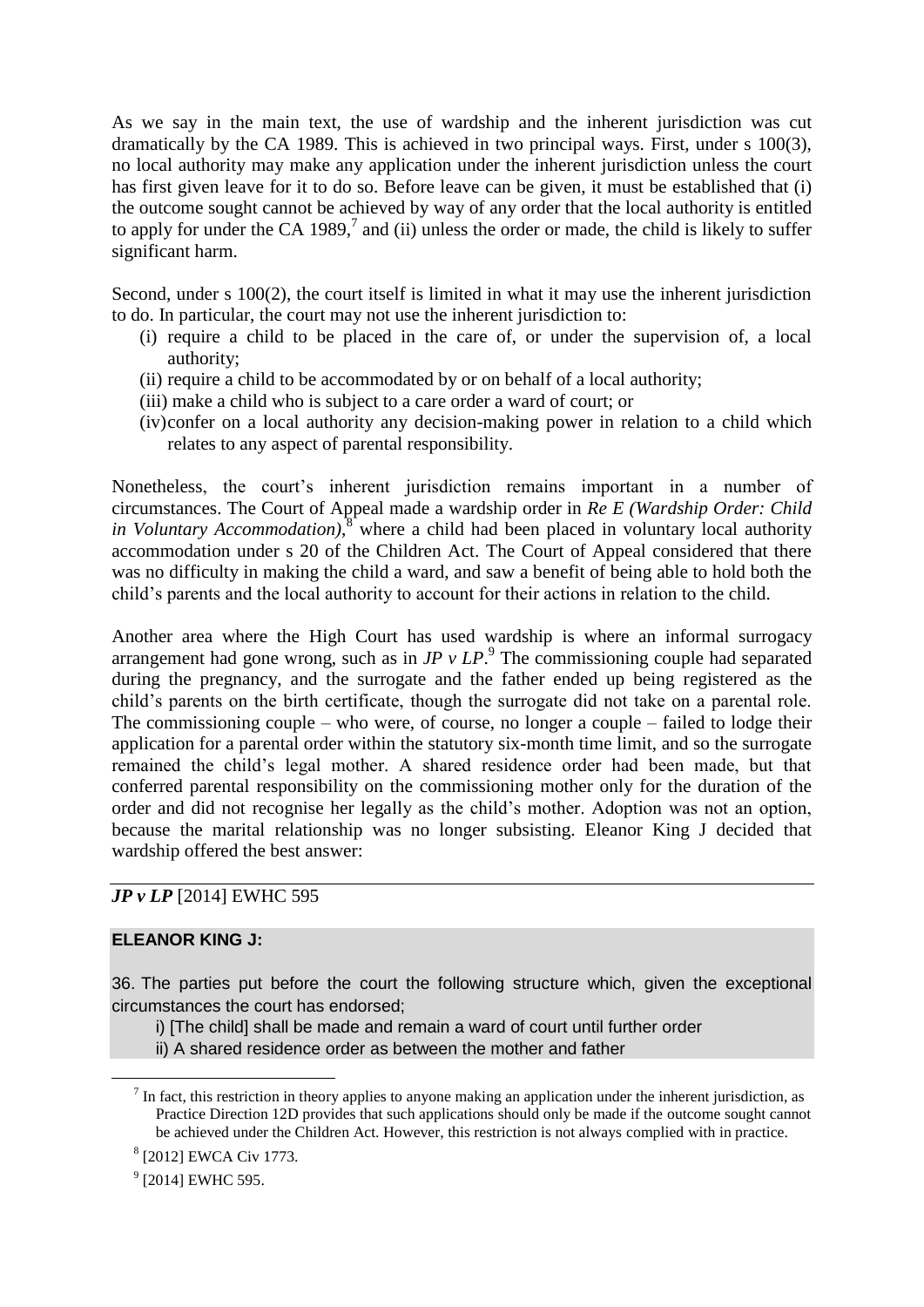As we say in the main text, the use of wardship and the inherent jurisdiction was cut dramatically by the CA 1989. This is achieved in two principal ways. First, under s 100(3), no local authority may make any application under the inherent jurisdiction unless the court has first given leave for it to do so. Before leave can be given, it must be established that (i) the outcome sought cannot be achieved by way of any order that the local authority is entitled to apply for under the CA 1989,[7] and (ii) unless the order or made, the child is likely to suffer significant harm.

Second, under s 100(2), the court itself is limited in what it may use the inherent jurisdiction to do. In particular, the court may not use the inherent jurisdiction to:

(i) require a child to be placed in the care of, or under the supervision of, a local authority;
(ii) require a child to be accommodated by or on behalf of a local authority;
(iii) make a child who is subject to a care order a ward of court; or
(iv) confer on a local authority any decision-making power in relation to a child which relates to any aspect of parental responsibility.

Nonetheless, the court's inherent jurisdiction remains important in a number of circumstances. The Court of Appeal made a wardship order in *Re E (Wardship Order: Child in Voluntary Accommodation)*,[8] where a child had been placed in voluntary local authority accommodation under s 20 of the Children Act. The Court of Appeal considered that there was no difficulty in making the child a ward, and saw a benefit of being able to hold both the child's parents and the local authority to account for their actions in relation to the child.

Another area where the High Court has used wardship is where an informal surrogacy arrangement had gone wrong, such as in *JP v LP*.[9] The commissioning couple had separated during the pregnancy, and the surrogate and the father ended up being registered as the child's parents on the birth certificate, though the surrogate did not take on a parental role. The commissioning couple – who were, of course, no longer a couple – failed to lodge their application for a parental order within the statutory six-month time limit, and so the surrogate remained the child's legal mother. A shared residence order had been made, but that conferred parental responsibility on the commissioning mother only for the duration of the order and did not recognise her legally as the child's mother. Adoption was not an option, because the marital relationship was no longer subsisting. Eleanor King J decided that wardship offered the best answer:

***JP v LP*** [2014] EWHC 595

**ELEANOR KING J:**

36. The parties put before the court the following structure which, given the exceptional circumstances the court has endorsed;

i) [The child] shall be made and remain a ward of court until further order
ii) A shared residence order as between the mother and father

---

[7] In fact, this restriction in theory applies to anyone making an application under the inherent jurisdiction, as Practice Direction 12D provides that such applications should only be made if the outcome sought cannot be achieved under the Children Act. However, this restriction is not always complied with in practice.

[8] [2012] EWCA Civ 1773.

[9] [2014] EWHC 595.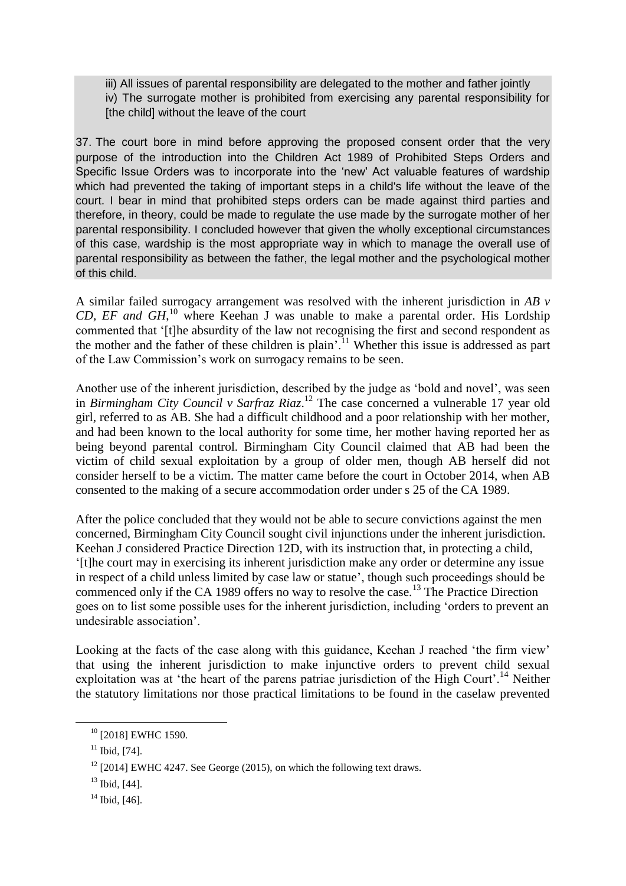> iii) All issues of parental responsibility are delegated to the mother and father jointly
> iv) The surrogate mother is prohibited from exercising any parental responsibility for [the child] without the leave of the court
>
> 37. The court bore in mind before approving the proposed consent order that the very purpose of the introduction into the Children Act 1989 of Prohibited Steps Orders and Specific Issue Orders was to incorporate into the 'new' Act valuable features of wardship which had prevented the taking of important steps in a child's life without the leave of the court. I bear in mind that prohibited steps orders can be made against third parties and therefore, in theory, could be made to regulate the use made by the surrogate mother of her parental responsibility. I concluded however that given the wholly exceptional circumstances of this case, wardship is the most appropriate way in which to manage the overall use of parental responsibility as between the father, the legal mother and the psychological mother of this child.

A similar failed surrogacy arrangement was resolved with the inherent jurisdiction in *AB v CD, EF and GH*,[10] where Keehan J was unable to make a parental order. His Lordship commented that '[t]he absurdity of the law not recognising the first and second respondent as the mother and the father of these children is plain'.[11] Whether this issue is addressed as part of the Law Commission's work on surrogacy remains to be seen.

Another use of the inherent jurisdiction, described by the judge as 'bold and novel', was seen in *Birmingham City Council v Sarfraz Riaz*.[12] The case concerned a vulnerable 17 year old girl, referred to as AB. She had a difficult childhood and a poor relationship with her mother, and had been known to the local authority for some time, her mother having reported her as being beyond parental control. Birmingham City Council claimed that AB had been the victim of child sexual exploitation by a group of older men, though AB herself did not consider herself to be a victim. The matter came before the court in October 2014, when AB consented to the making of a secure accommodation order under s 25 of the CA 1989.

After the police concluded that they would not be able to secure convictions against the men concerned, Birmingham City Council sought civil injunctions under the inherent jurisdiction. Keehan J considered Practice Direction 12D, with its instruction that, in protecting a child, '[t]he court may in exercising its inherent jurisdiction make any order or determine any issue in respect of a child unless limited by case law or statue', though such proceedings should be commenced only if the CA 1989 offers no way to resolve the case.[13] The Practice Direction goes on to list some possible uses for the inherent jurisdiction, including 'orders to prevent an undesirable association'.

Looking at the facts of the case along with this guidance, Keehan J reached 'the firm view' that using the inherent jurisdiction to make injunctive orders to prevent child sexual exploitation was at 'the heart of the parens patriae jurisdiction of the High Court'.[14] Neither the statutory limitations nor those practical limitations to be found in the caselaw prevented

---

[10] [2018] EWHC 1590.

[11] Ibid, [74].

[12] [2014] EWHC 4247. See George (2015), on which the following text draws.

[13] Ibid, [44].

[14] Ibid, [46].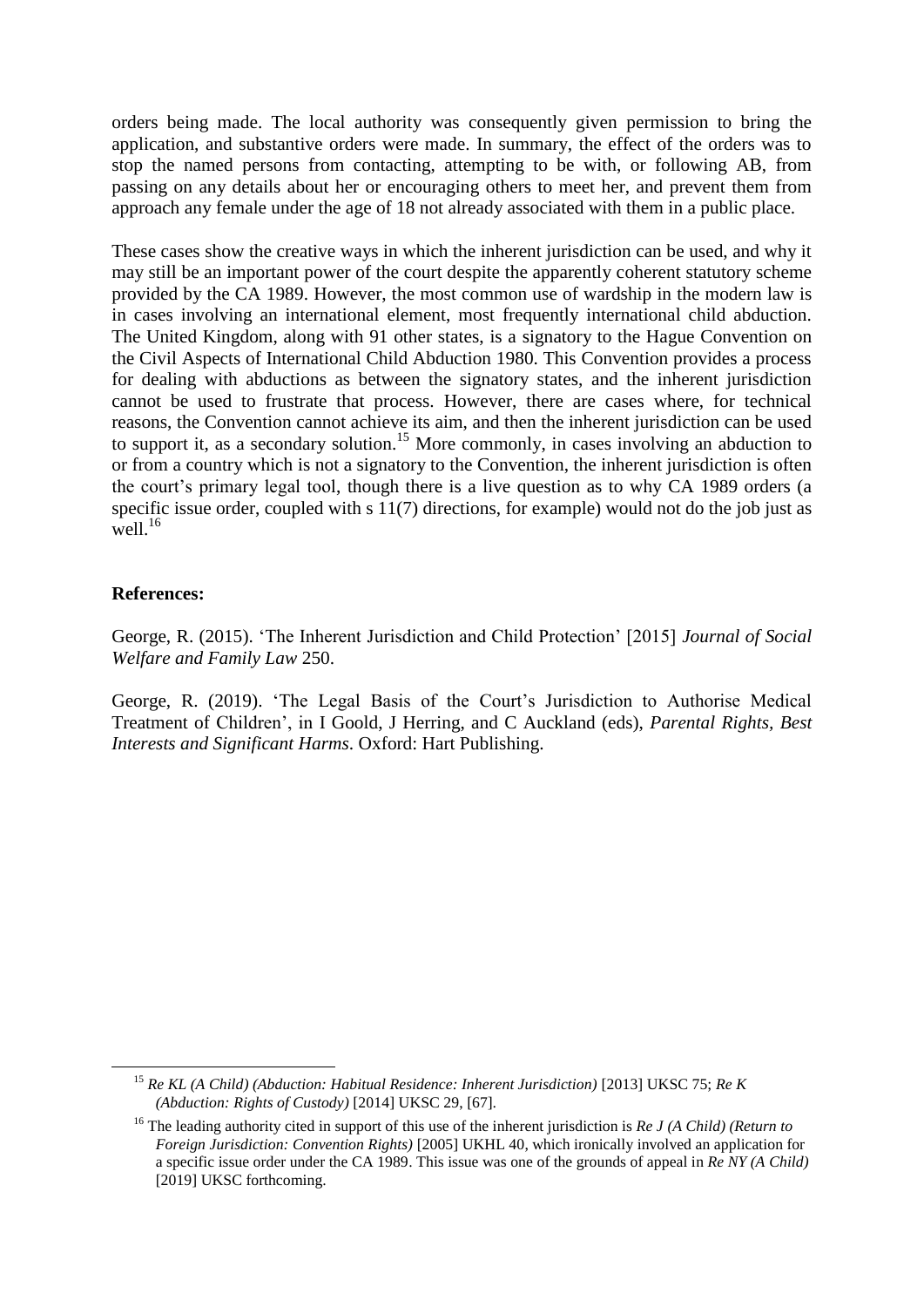orders being made. The local authority was consequently given permission to bring the application, and substantive orders were made. In summary, the effect of the orders was to stop the named persons from contacting, attempting to be with, or following AB, from passing on any details about her or encouraging others to meet her, and prevent them from approach any female under the age of 18 not already associated with them in a public place.

These cases show the creative ways in which the inherent jurisdiction can be used, and why it may still be an important power of the court despite the apparently coherent statutory scheme provided by the CA 1989. However, the most common use of wardship in the modern law is in cases involving an international element, most frequently international child abduction. The United Kingdom, along with 91 other states, is a signatory to the Hague Convention on the Civil Aspects of International Child Abduction 1980. This Convention provides a process for dealing with abductions as between the signatory states, and the inherent jurisdiction cannot be used to frustrate that process. However, there are cases where, for technical reasons, the Convention cannot achieve its aim, and then the inherent jurisdiction can be used to support it, as a secondary solution.[15] More commonly, in cases involving an abduction to or from a country which is not a signatory to the Convention, the inherent jurisdiction is often the court's primary legal tool, though there is a live question as to why CA 1989 orders (a specific issue order, coupled with s 11(7) directions, for example) would not do the job just as well.[16]

**References:**

George, R. (2015). 'The Inherent Jurisdiction and Child Protection' [2015] *Journal of Social Welfare and Family Law* 250.

George, R. (2019). 'The Legal Basis of the Court's Jurisdiction to Authorise Medical Treatment of Children', in I Goold, J Herring, and C Auckland (eds), *Parental Rights, Best Interests and Significant Harms*. Oxford: Hart Publishing.

---

[15] *Re KL (A Child) (Abduction: Habitual Residence: Inherent Jurisdiction)* [2013] UKSC 75; *Re K (Abduction: Rights of Custody)* [2014] UKSC 29, [67].

[16] The leading authority cited in support of this use of the inherent jurisdiction is *Re J (A Child) (Return to Foreign Jurisdiction: Convention Rights)* [2005] UKHL 40, which ironically involved an application for a specific issue order under the CA 1989. This issue was one of the grounds of appeal in *Re NY (A Child)* [2019] UKSC forthcoming.